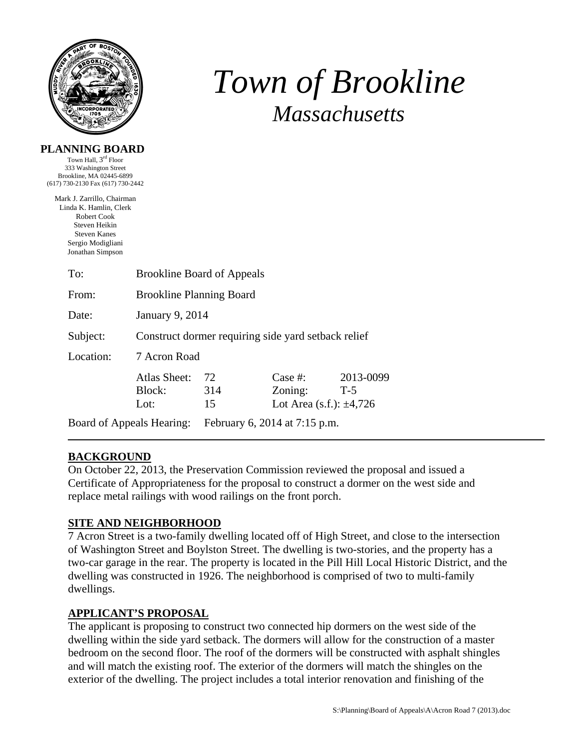# Town of Brookline

## Massachusetts

**PLANNING BOARD**

Town Hall, 3rd Floor
333 Washington Street
Brookline, MA 02445-6899
(617) 730-2130 Fax (617) 730-2442

Mark J. Zarrillo, Chairman
Linda K. Hamlin, Clerk
Robert Cook
Steven Heikin
Steven Kanes
Sergio Modigliani
Jonathan Simpson

To: Brookline Board of Appeals

From: Brookline Planning Board

Date: January 9, 2014

Subject: Construct dormer requiring side yard setback relief

Location: 7 Acron Road

| Atlas Sheet: | 72 | Case #: | 2013-0099 |
|---|---|---|---|
| Block: | 314 | Zoning: | T-5 |
| Lot: | 15 | Lot Area (s.f.): | ±4,726 |

Board of Appeals Hearing: February 6, 2014 at 7:15 p.m.

---

**BACKGROUND**

On October 22, 2013, the Preservation Commission reviewed the proposal and issued a Certificate of Appropriateness for the proposal to construct a dormer on the west side and replace metal railings with wood railings on the front porch.

**SITE AND NEIGHBORHOOD**

7 Acron Street is a two-family dwelling located off of High Street, and close to the intersection of Washington Street and Boylston Street. The dwelling is two-stories, and the property has a two-car garage in the rear. The property is located in the Pill Hill Local Historic District, and the dwelling was constructed in 1926. The neighborhood is comprised of two to multi-family dwellings.

**APPLICANT'S PROPOSAL**

The applicant is proposing to construct two connected hip dormers on the west side of the dwelling within the side yard setback. The dormers will allow for the construction of a master bedroom on the second floor. The roof of the dormers will be constructed with asphalt shingles and will match the existing roof. The exterior of the dormers will match the shingles on the exterior of the dwelling. The project includes a total interior renovation and finishing of the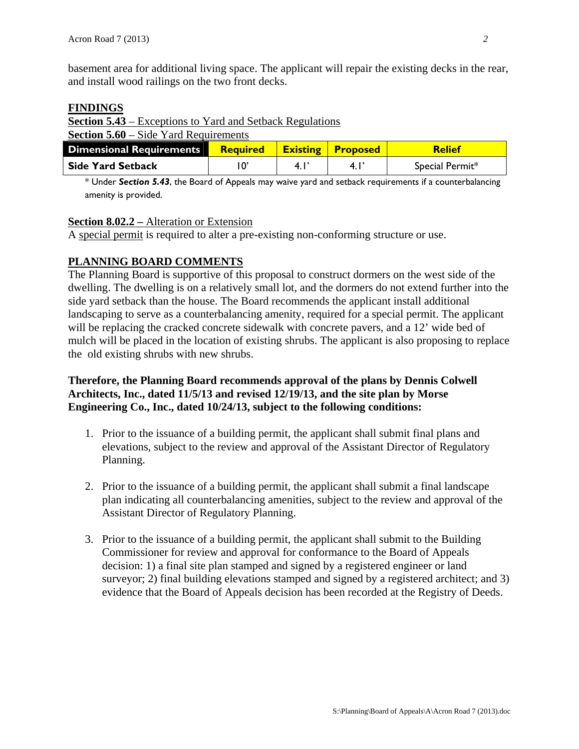basement area for additional living space. The applicant will repair the existing decks in the rear, and install wood railings on the two front decks.

## FINDINGS

**Section 5.43** – Exceptions to Yard and Setback Regulations

**Section 5.60** – Side Yard Requirements

| Dimensional Requirements | Required | Existing | Proposed | Relief |
|---|---|---|---|---|
| **Side Yard Setback** | 10' | 4.1' | 4.1' | Special Permit* |

* Under ***Section 5.43***, the Board of Appeals may waive yard and setback requirements if a counterbalancing amenity is provided.

**Section 8.02.2 –** Alteration or Extension

A special permit is required to alter a pre-existing non-conforming structure or use.

## PLANNING BOARD COMMENTS

The Planning Board is supportive of this proposal to construct dormers on the west side of the dwelling. The dwelling is on a relatively small lot, and the dormers do not extend further into the side yard setback than the house. The Board recommends the applicant install additional landscaping to serve as a counterbalancing amenity, required for a special permit. The applicant will be replacing the cracked concrete sidewalk with concrete pavers, and a 12' wide bed of mulch will be placed in the location of existing shrubs. The applicant is also proposing to replace the old existing shrubs with new shrubs.

**Therefore, the Planning Board recommends approval of the plans by Dennis Colwell Architects, Inc., dated 11/5/13 and revised 12/19/13, and the site plan by Morse Engineering Co., Inc., dated 10/24/13, subject to the following conditions:**

1. Prior to the issuance of a building permit, the applicant shall submit final plans and elevations, subject to the review and approval of the Assistant Director of Regulatory Planning.

2. Prior to the issuance of a building permit, the applicant shall submit a final landscape plan indicating all counterbalancing amenities, subject to the review and approval of the Assistant Director of Regulatory Planning.

3. Prior to the issuance of a building permit, the applicant shall submit to the Building Commissioner for review and approval for conformance to the Board of Appeals decision: 1) a final site plan stamped and signed by a registered engineer or land surveyor; 2) final building elevations stamped and signed by a registered architect; and 3) evidence that the Board of Appeals decision has been recorded at the Registry of Deeds.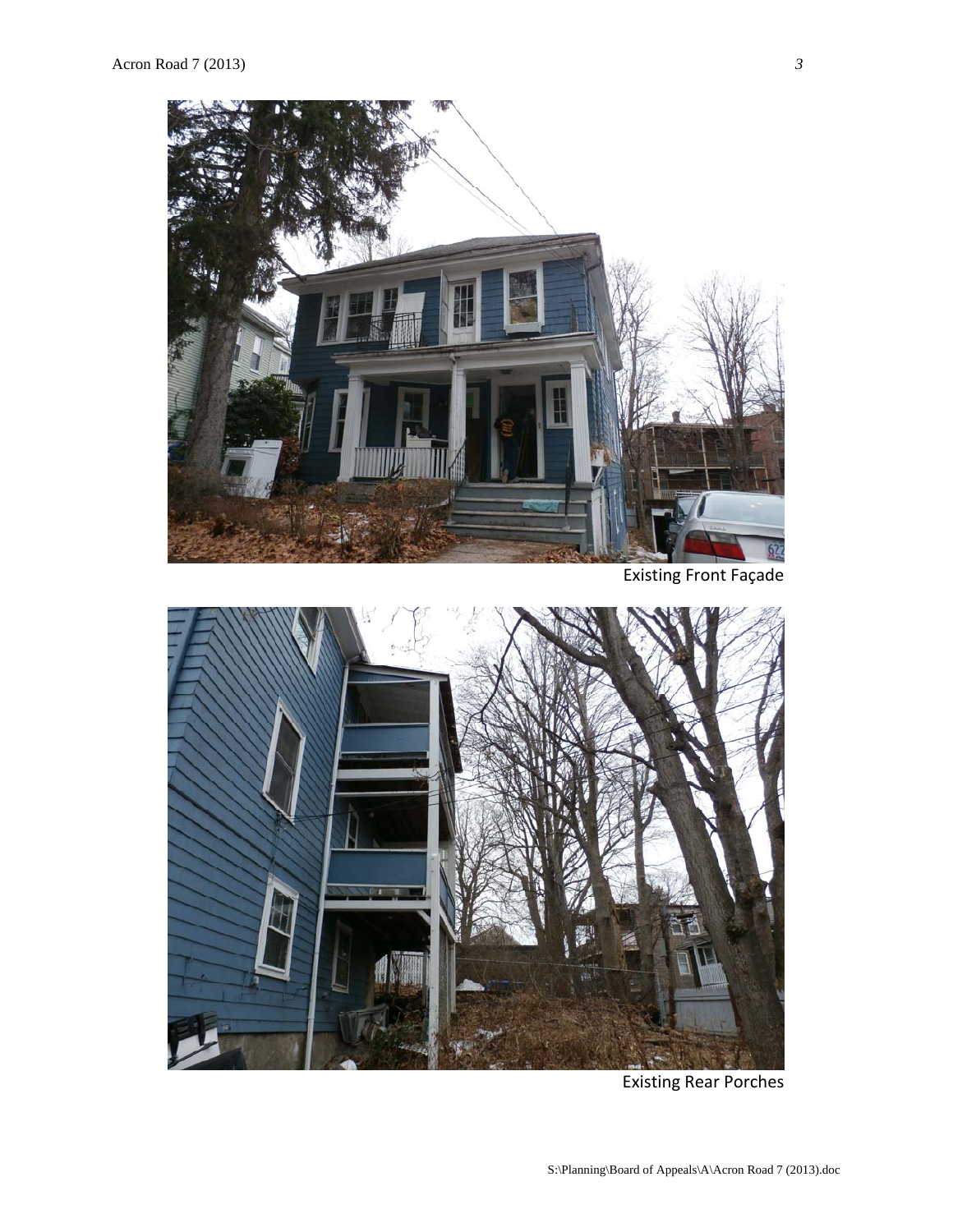Existing Front Façade

Existing Rear Porches